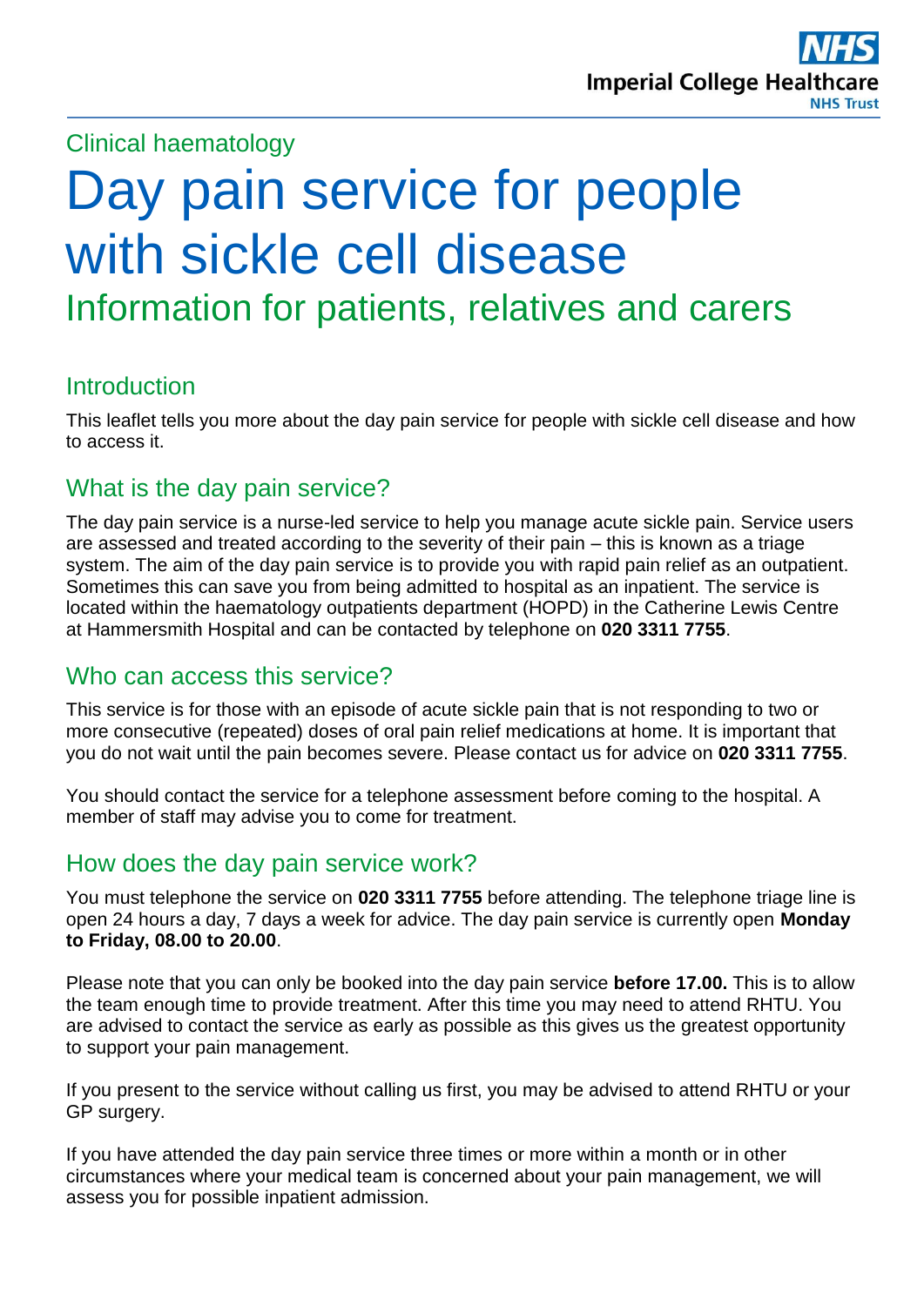Clinical haematology

# Day pain service for people with sickle cell disease

## Information for patients, relatives and carers

### Introduction

This leaflet tells you more about the day pain service for people with sickle cell disease and how to access it.

### What is the day pain service?

The day pain service is a nurse-led service to help you manage acute sickle pain. Service users are assessed and treated according to the severity of their pain – this is known as a triage system. The aim of the day pain service is to provide you with rapid pain relief as an outpatient. Sometimes this can save you from being admitted to hospital as an inpatient. The service is located within the haematology outpatients department (HOPD) in the Catherine Lewis Centre at Hammersmith Hospital and can be contacted by telephone on **020 3311 7755**.

### Who can access this service?

This service is for those with an episode of acute sickle pain that is not responding to two or more consecutive (repeated) doses of oral pain relief medications at home. It is important that you do not wait until the pain becomes severe. Please contact us for advice on **020 3311 7755**.

You should contact the service for a telephone assessment before coming to the hospital. A member of staff may advise you to come for treatment.

### How does the day pain service work?

You must telephone the service on **020 3311 7755** before attending. The telephone triage line is open 24 hours a day, 7 days a week for advice. The day pain service is currently open **Monday to Friday, 08.00 to 20.00**.

Please note that you can only be booked into the day pain service **before 17.00.** This is to allow the team enough time to provide treatment. After this time you may need to attend RHTU. You are advised to contact the service as early as possible as this gives us the greatest opportunity to support your pain management.

If you present to the service without calling us first, you may be advised to attend RHTU or your GP surgery.

If you have attended the day pain service three times or more within a month or in other circumstances where your medical team is concerned about your pain management, we will assess you for possible inpatient admission.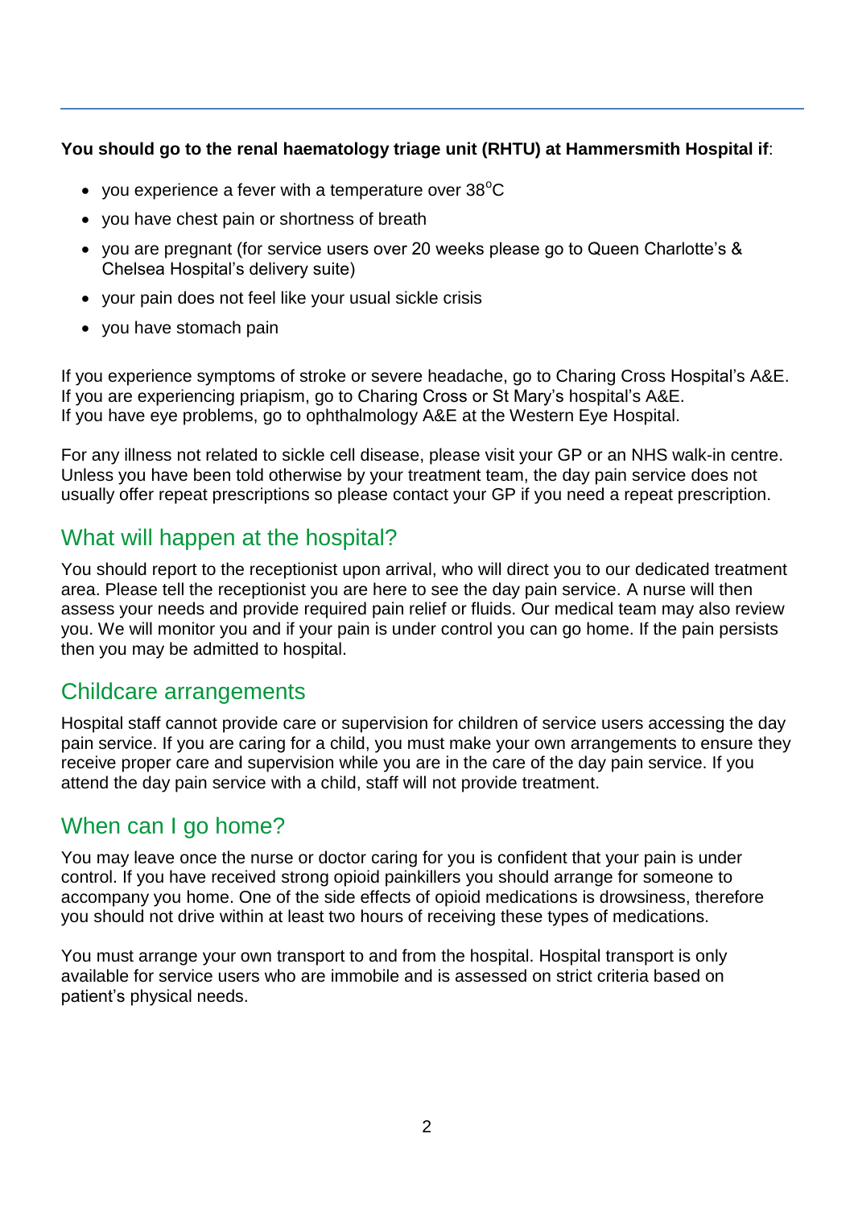**You should go to the renal haematology triage unit (RHTU) at Hammersmith Hospital if**:

- you experience a fever with a temperature over 38°C
- you have chest pain or shortness of breath
- you are pregnant (for service users over 20 weeks please go to Queen Charlotte's & Chelsea Hospital's delivery suite)
- your pain does not feel like your usual sickle crisis
- you have stomach pain

If you experience symptoms of stroke or severe headache, go to Charing Cross Hospital's A&E. If you are experiencing priapism, go to Charing Cross or St Mary's hospital's A&E. If you have eye problems, go to ophthalmology A&E at the Western Eye Hospital.

For any illness not related to sickle cell disease, please visit your GP or an NHS walk-in centre. Unless you have been told otherwise by your treatment team, the day pain service does not usually offer repeat prescriptions so please contact your GP if you need a repeat prescription.

## What will happen at the hospital?

You should report to the receptionist upon arrival, who will direct you to our dedicated treatment area. Please tell the receptionist you are here to see the day pain service. A nurse will then assess your needs and provide required pain relief or fluids. Our medical team may also review you. We will monitor you and if your pain is under control you can go home. If the pain persists then you may be admitted to hospital.

## Childcare arrangements

Hospital staff cannot provide care or supervision for children of service users accessing the day pain service. If you are caring for a child, you must make your own arrangements to ensure they receive proper care and supervision while you are in the care of the day pain service. If you attend the day pain service with a child, staff will not provide treatment.

## When can I go home?

You may leave once the nurse or doctor caring for you is confident that your pain is under control. If you have received strong opioid painkillers you should arrange for someone to accompany you home. One of the side effects of opioid medications is drowsiness, therefore you should not drive within at least two hours of receiving these types of medications.

You must arrange your own transport to and from the hospital. Hospital transport is only available for service users who are immobile and is assessed on strict criteria based on patient's physical needs.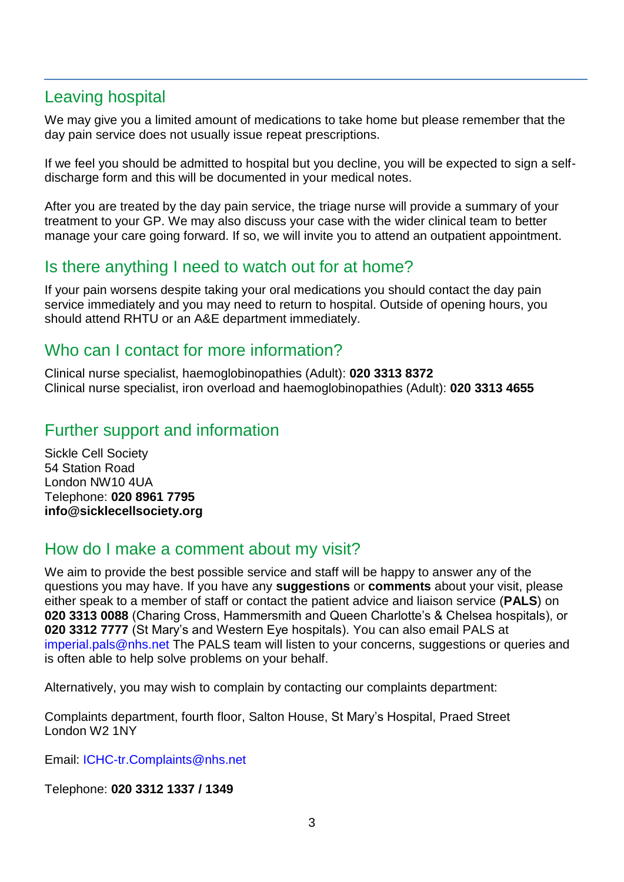## Leaving hospital

We may give you a limited amount of medications to take home but please remember that the day pain service does not usually issue repeat prescriptions.

If we feel you should be admitted to hospital but you decline, you will be expected to sign a self-discharge form and this will be documented in your medical notes.

After you are treated by the day pain service, the triage nurse will provide a summary of your treatment to your GP. We may also discuss your case with the wider clinical team to better manage your care going forward. If so, we will invite you to attend an outpatient appointment.

## Is there anything I need to watch out for at home?

If your pain worsens despite taking your oral medications you should contact the day pain service immediately and you may need to return to hospital. Outside of opening hours, you should attend RHTU or an A&E department immediately.

## Who can I contact for more information?

Clinical nurse specialist, haemoglobinopathies (Adult): **020 3313 8372**
Clinical nurse specialist, iron overload and haemoglobinopathies (Adult): **020 3313 4655**

## Further support and information

Sickle Cell Society
54 Station Road
London NW10 4UA
Telephone: **020 8961 7795**
**info@sicklecellsociety.org**

## How do I make a comment about my visit?

We aim to provide the best possible service and staff will be happy to answer any of the questions you may have. If you have any **suggestions** or **comments** about your visit, please either speak to a member of staff or contact the patient advice and liaison service (**PALS**) on **020 3313 0088** (Charing Cross, Hammersmith and Queen Charlotte's & Chelsea hospitals), or **020 3312 7777** (St Mary's and Western Eye hospitals). You can also email PALS at imperial.pals@nhs.net The PALS team will listen to your concerns, suggestions or queries and is often able to help solve problems on your behalf.

Alternatively, you may wish to complain by contacting our complaints department:

Complaints department, fourth floor, Salton House, St Mary's Hospital, Praed Street
London W2 1NY

Email: ICHC-tr.Complaints@nhs.net

Telephone: **020 3312 1337 / 1349**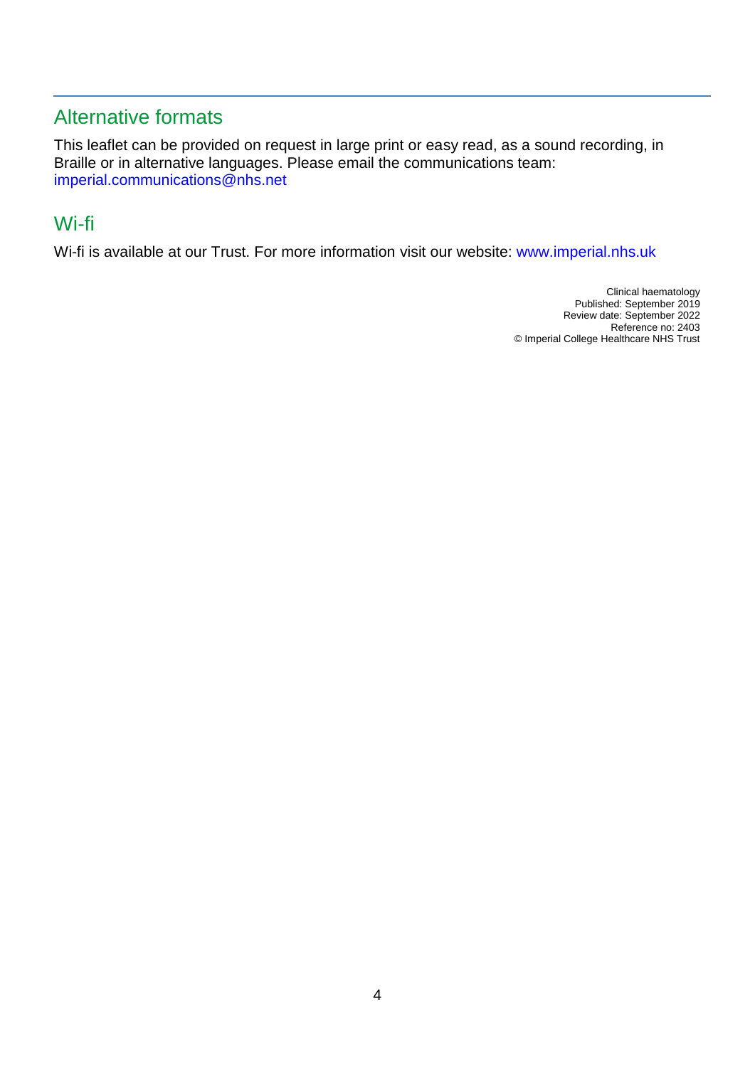## Alternative formats

This leaflet can be provided on request in large print or easy read, as a sound recording, in Braille or in alternative languages. Please email the communications team: imperial.communications@nhs.net

## Wi-fi

Wi-fi is available at our Trust. For more information visit our website: www.imperial.nhs.uk

Clinical haematology
Published: September 2019
Review date: September 2022
Reference no: 2403
© Imperial College Healthcare NHS Trust